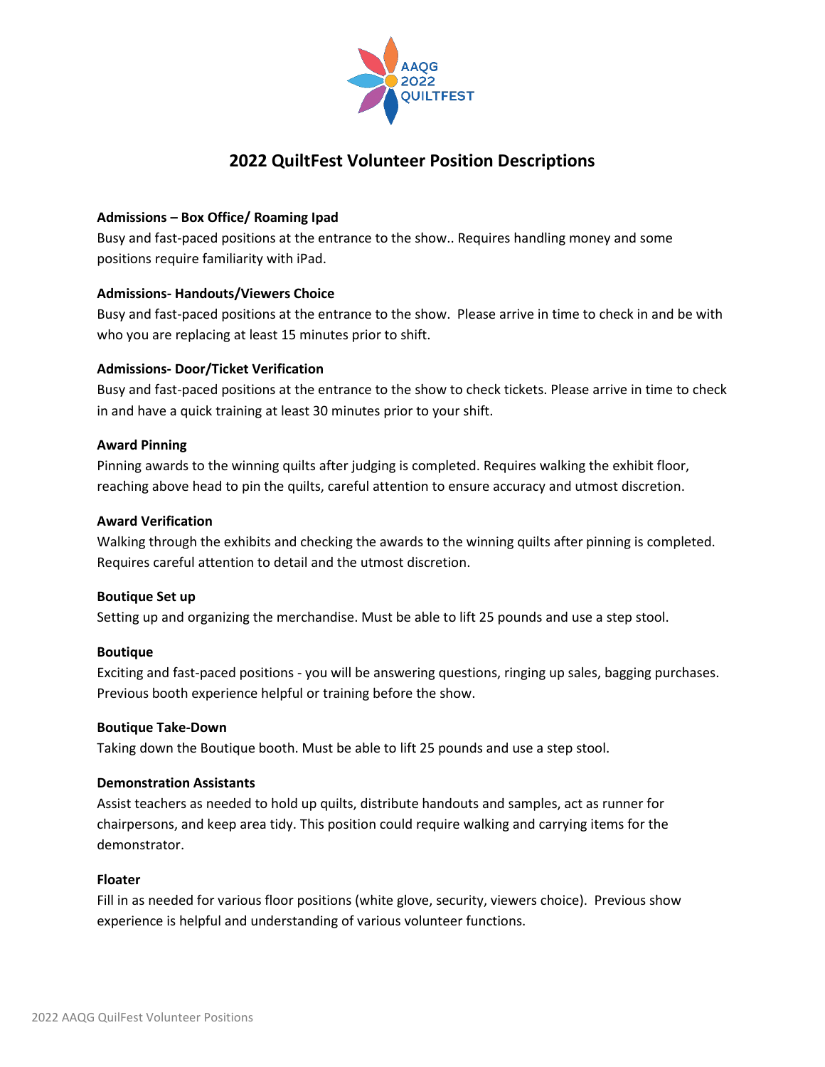AAQG 2022 QUILTFEST

# 2022 QuiltFest Volunteer Position Descriptions

**Admissions – Box Office/ Roaming Ipad**
Busy and fast-paced positions at the entrance to the show.. Requires handling money and some positions require familiarity with iPad.

**Admissions- Handouts/Viewers Choice**
Busy and fast-paced positions at the entrance to the show.  Please arrive in time to check in and be with who you are replacing at least 15 minutes prior to shift.

**Admissions- Door/Ticket Verification**
Busy and fast-paced positions at the entrance to the show to check tickets. Please arrive in time to check in and have a quick training at least 30 minutes prior to your shift.

**Award Pinning**
Pinning awards to the winning quilts after judging is completed. Requires walking the exhibit floor, reaching above head to pin the quilts, careful attention to ensure accuracy and utmost discretion.

**Award Verification**
Walking through the exhibits and checking the awards to the winning quilts after pinning is completed. Requires careful attention to detail and the utmost discretion.

**Boutique Set up**
Setting up and organizing the merchandise. Must be able to lift 25 pounds and use a step stool.

**Boutique**
Exciting and fast-paced positions - you will be answering questions, ringing up sales, bagging purchases. Previous booth experience helpful or training before the show.

**Boutique Take-Down**
Taking down the Boutique booth. Must be able to lift 25 pounds and use a step stool.

**Demonstration Assistants**
Assist teachers as needed to hold up quilts, distribute handouts and samples, act as runner for chairpersons, and keep area tidy. This position could require walking and carrying items for the demonstrator.

**Floater**
Fill in as needed for various floor positions (white glove, security, viewers choice).  Previous show experience is helpful and understanding of various volunteer functions.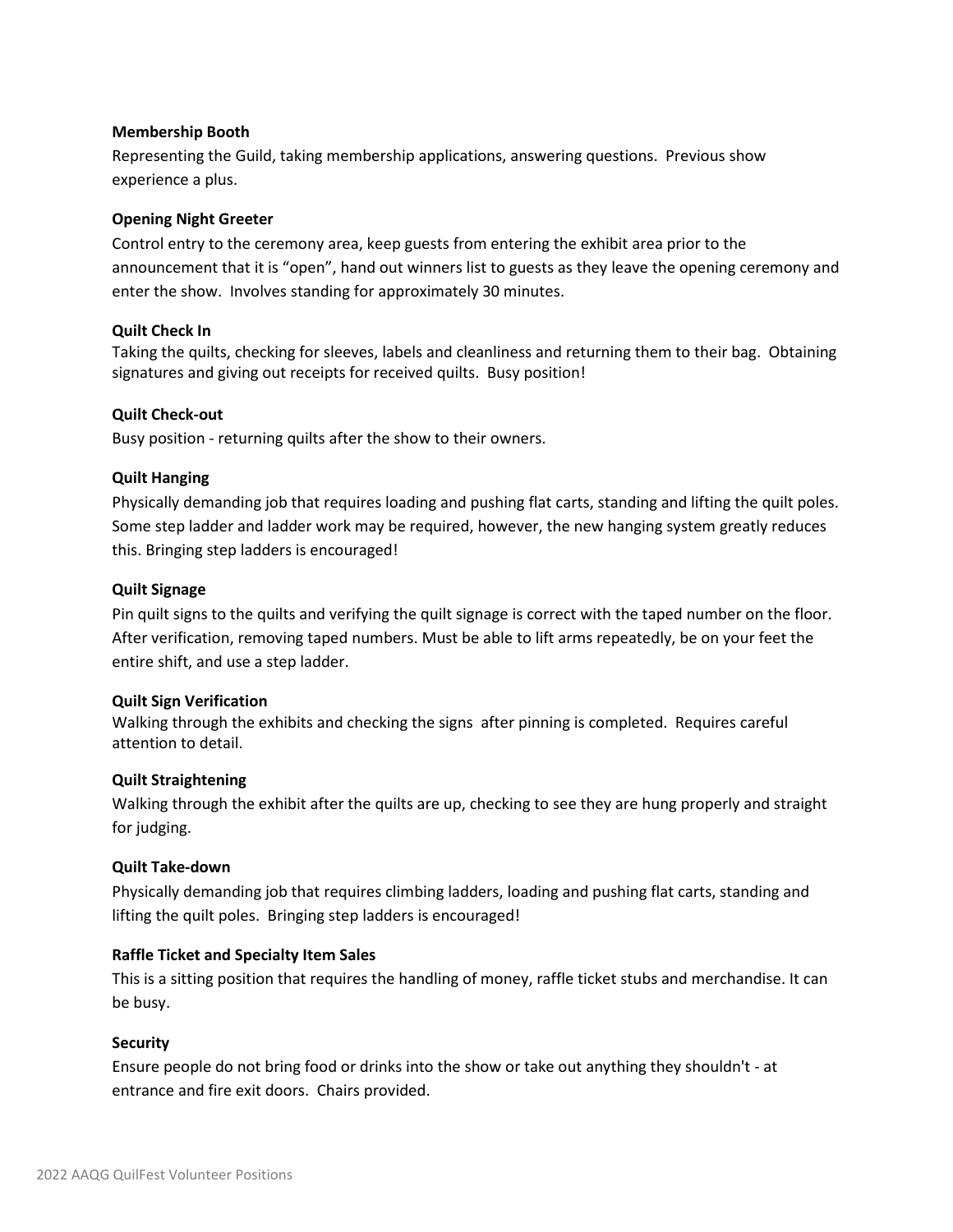**Membership Booth**

Representing the Guild, taking membership applications, answering questions. Previous show experience a plus.

**Opening Night Greeter**

Control entry to the ceremony area, keep guests from entering the exhibit area prior to the announcement that it is "open", hand out winners list to guests as they leave the opening ceremony and enter the show. Involves standing for approximately 30 minutes.

**Quilt Check In**

Taking the quilts, checking for sleeves, labels and cleanliness and returning them to their bag. Obtaining signatures and giving out receipts for received quilts. Busy position!

**Quilt Check-out**

Busy position - returning quilts after the show to their owners.

**Quilt Hanging**

Physically demanding job that requires loading and pushing flat carts, standing and lifting the quilt poles. Some step ladder and ladder work may be required, however, the new hanging system greatly reduces this. Bringing step ladders is encouraged!

**Quilt Signage**

Pin quilt signs to the quilts and verifying the quilt signage is correct with the taped number on the floor. After verification, removing taped numbers. Must be able to lift arms repeatedly, be on your feet the entire shift, and use a step ladder.

**Quilt Sign Verification**

Walking through the exhibits and checking the signs after pinning is completed. Requires careful attention to detail.

**Quilt Straightening**

Walking through the exhibit after the quilts are up, checking to see they are hung properly and straight for judging.

**Quilt Take-down**

Physically demanding job that requires climbing ladders, loading and pushing flat carts, standing and lifting the quilt poles. Bringing step ladders is encouraged!

**Raffle Ticket and Specialty Item Sales**

This is a sitting position that requires the handling of money, raffle ticket stubs and merchandise. It can be busy.

**Security**

Ensure people do not bring food or drinks into the show or take out anything they shouldn't - at entrance and fire exit doors. Chairs provided.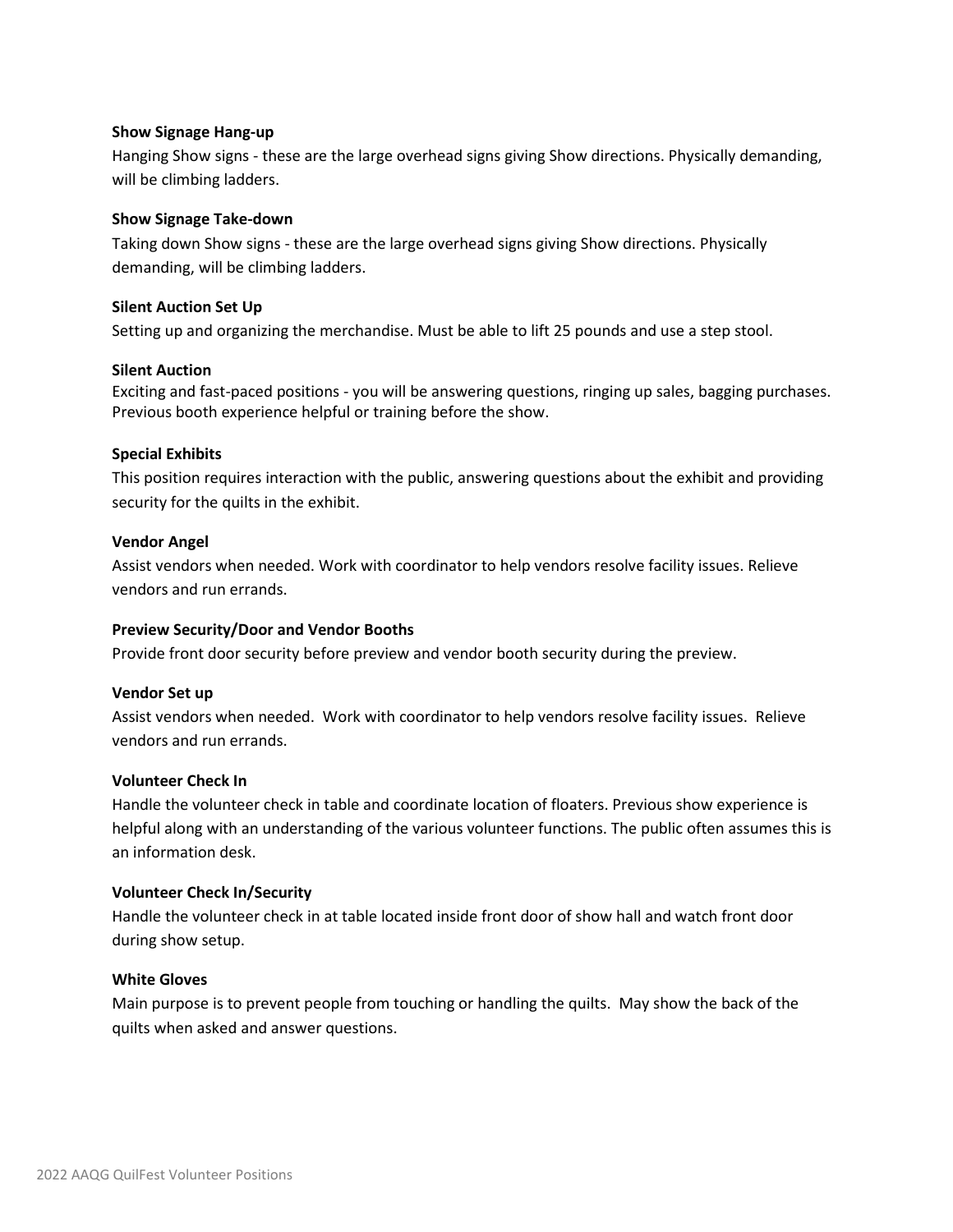**Show Signage Hang-up**

Hanging Show signs - these are the large overhead signs giving Show directions. Physically demanding, will be climbing ladders.

**Show Signage Take-down**

Taking down Show signs - these are the large overhead signs giving Show directions. Physically demanding, will be climbing ladders.

**Silent Auction Set Up**

Setting up and organizing the merchandise. Must be able to lift 25 pounds and use a step stool.

**Silent Auction**

Exciting and fast-paced positions - you will be answering questions, ringing up sales, bagging purchases. Previous booth experience helpful or training before the show.

**Special Exhibits**

This position requires interaction with the public, answering questions about the exhibit and providing security for the quilts in the exhibit.

**Vendor Angel**

Assist vendors when needed. Work with coordinator to help vendors resolve facility issues. Relieve vendors and run errands.

**Preview Security/Door and Vendor Booths**

Provide front door security before preview and vendor booth security during the preview.

**Vendor Set up**

Assist vendors when needed. Work with coordinator to help vendors resolve facility issues. Relieve vendors and run errands.

**Volunteer Check In**

Handle the volunteer check in table and coordinate location of floaters. Previous show experience is helpful along with an understanding of the various volunteer functions. The public often assumes this is an information desk.

**Volunteer Check In/Security**

Handle the volunteer check in at table located inside front door of show hall and watch front door during show setup.

**White Gloves**

Main purpose is to prevent people from touching or handling the quilts. May show the back of the quilts when asked and answer questions.